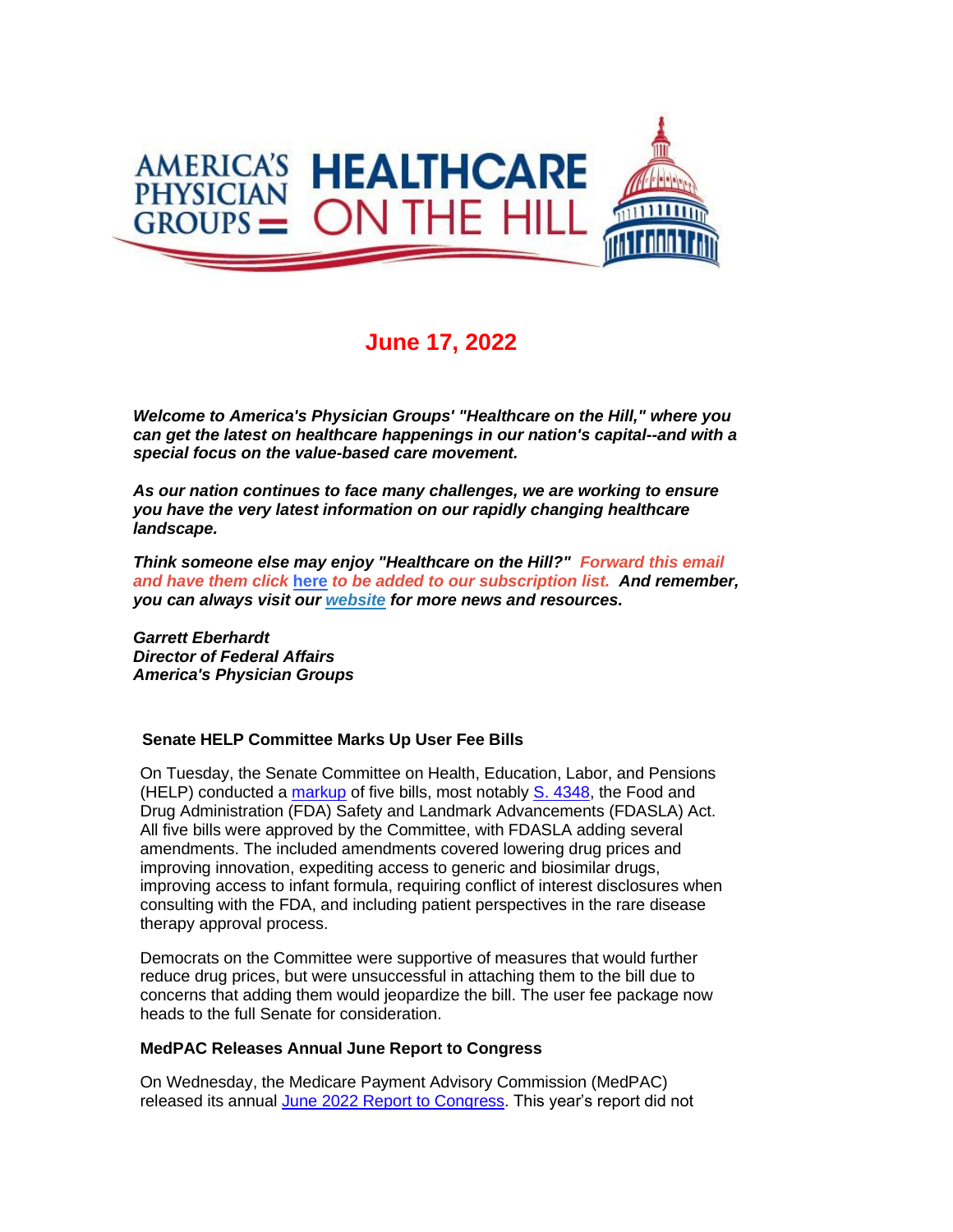# June 17, 2022

***Welcome to America's Physician Groups' "Healthcare on the Hill," where you can get the latest on healthcare happenings in our nation's capital--and with a special focus on the value-based care movement.***

***As our nation continues to face many challenges, we are working to ensure you have the very latest information on our rapidly changing healthcare landscape.***

***Think someone else may enjoy "Healthcare on the Hill?" Forward this email and have them click here to be added to our subscription list. And remember, you can always visit our website for more news and resources.***

***Garrett Eberhardt***
***Director of Federal Affairs***
***America's Physician Groups***

### Senate HELP Committee Marks Up User Fee Bills

On Tuesday, the Senate Committee on Health, Education, Labor, and Pensions (HELP) conducted a markup of five bills, most notably S. 4348, the Food and Drug Administration (FDA) Safety and Landmark Advancements (FDASLA) Act. All five bills were approved by the Committee, with FDASLA adding several amendments. The included amendments covered lowering drug prices and improving innovation, expediting access to generic and biosimilar drugs, improving access to infant formula, requiring conflict of interest disclosures when consulting with the FDA, and including patient perspectives in the rare disease therapy approval process.

Democrats on the Committee were supportive of measures that would further reduce drug prices, but were unsuccessful in attaching them to the bill due to concerns that adding them would jeopardize the bill. The user fee package now heads to the full Senate for consideration.

### MedPAC Releases Annual June Report to Congress

On Wednesday, the Medicare Payment Advisory Commission (MedPAC) released its annual June 2022 Report to Congress. This year's report did not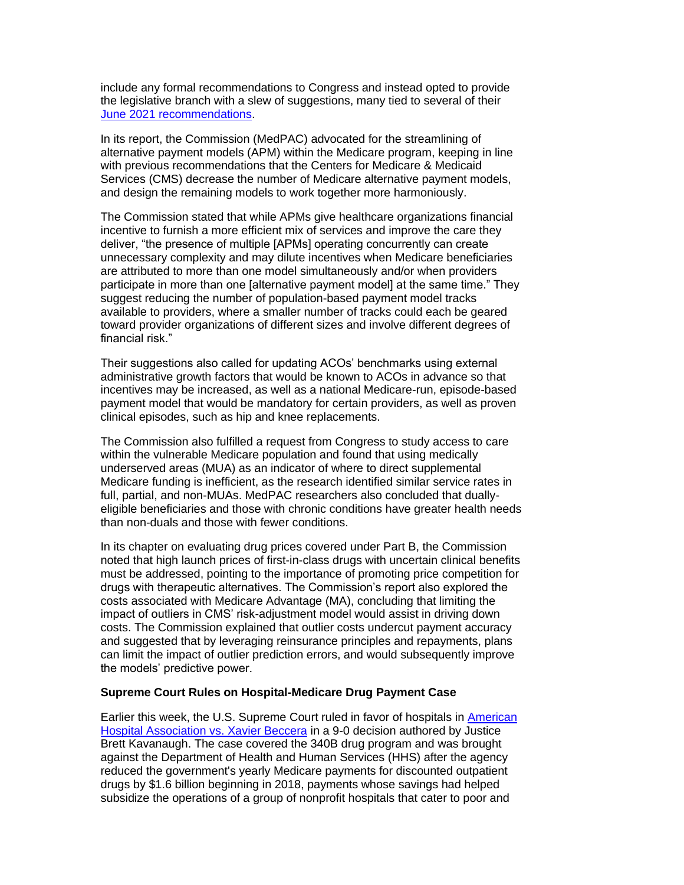include any formal recommendations to Congress and instead opted to provide the legislative branch with a slew of suggestions, many tied to several of their [June 2021 recommendations](#).

In its report, the Commission (MedPAC) advocated for the streamlining of alternative payment models (APM) within the Medicare program, keeping in line with previous recommendations that the Centers for Medicare & Medicaid Services (CMS) decrease the number of Medicare alternative payment models, and design the remaining models to work together more harmoniously.

The Commission stated that while APMs give healthcare organizations financial incentive to furnish a more efficient mix of services and improve the care they deliver, "the presence of multiple [APMs] operating concurrently can create unnecessary complexity and may dilute incentives when Medicare beneficiaries are attributed to more than one model simultaneously and/or when providers participate in more than one [alternative payment model] at the same time." They suggest reducing the number of population-based payment model tracks available to providers, where a smaller number of tracks could each be geared toward provider organizations of different sizes and involve different degrees of financial risk."

Their suggestions also called for updating ACOs' benchmarks using external administrative growth factors that would be known to ACOs in advance so that incentives may be increased, as well as a national Medicare-run, episode-based payment model that would be mandatory for certain providers, as well as proven clinical episodes, such as hip and knee replacements.

The Commission also fulfilled a request from Congress to study access to care within the vulnerable Medicare population and found that using medically underserved areas (MUA) as an indicator of where to direct supplemental Medicare funding is inefficient, as the research identified similar service rates in full, partial, and non-MUAs. MedPAC researchers also concluded that dually-eligible beneficiaries and those with chronic conditions have greater health needs than non-duals and those with fewer conditions.

In its chapter on evaluating drug prices covered under Part B, the Commission noted that high launch prices of first-in-class drugs with uncertain clinical benefits must be addressed, pointing to the importance of promoting price competition for drugs with therapeutic alternatives. The Commission's report also explored the costs associated with Medicare Advantage (MA), concluding that limiting the impact of outliers in CMS' risk-adjustment model would assist in driving down costs. The Commission explained that outlier costs undercut payment accuracy and suggested that by leveraging reinsurance principles and repayments, plans can limit the impact of outlier prediction errors, and would subsequently improve the models' predictive power.

**Supreme Court Rules on Hospital-Medicare Drug Payment Case**

Earlier this week, the U.S. Supreme Court ruled in favor of hospitals in [American Hospital Association vs. Xavier Beccera](#) in a 9-0 decision authored by Justice Brett Kavanaugh. The case covered the 340B drug program and was brought against the Department of Health and Human Services (HHS) after the agency reduced the government's yearly Medicare payments for discounted outpatient drugs by $1.6 billion beginning in 2018, payments whose savings had helped subsidize the operations of a group of nonprofit hospitals that cater to poor and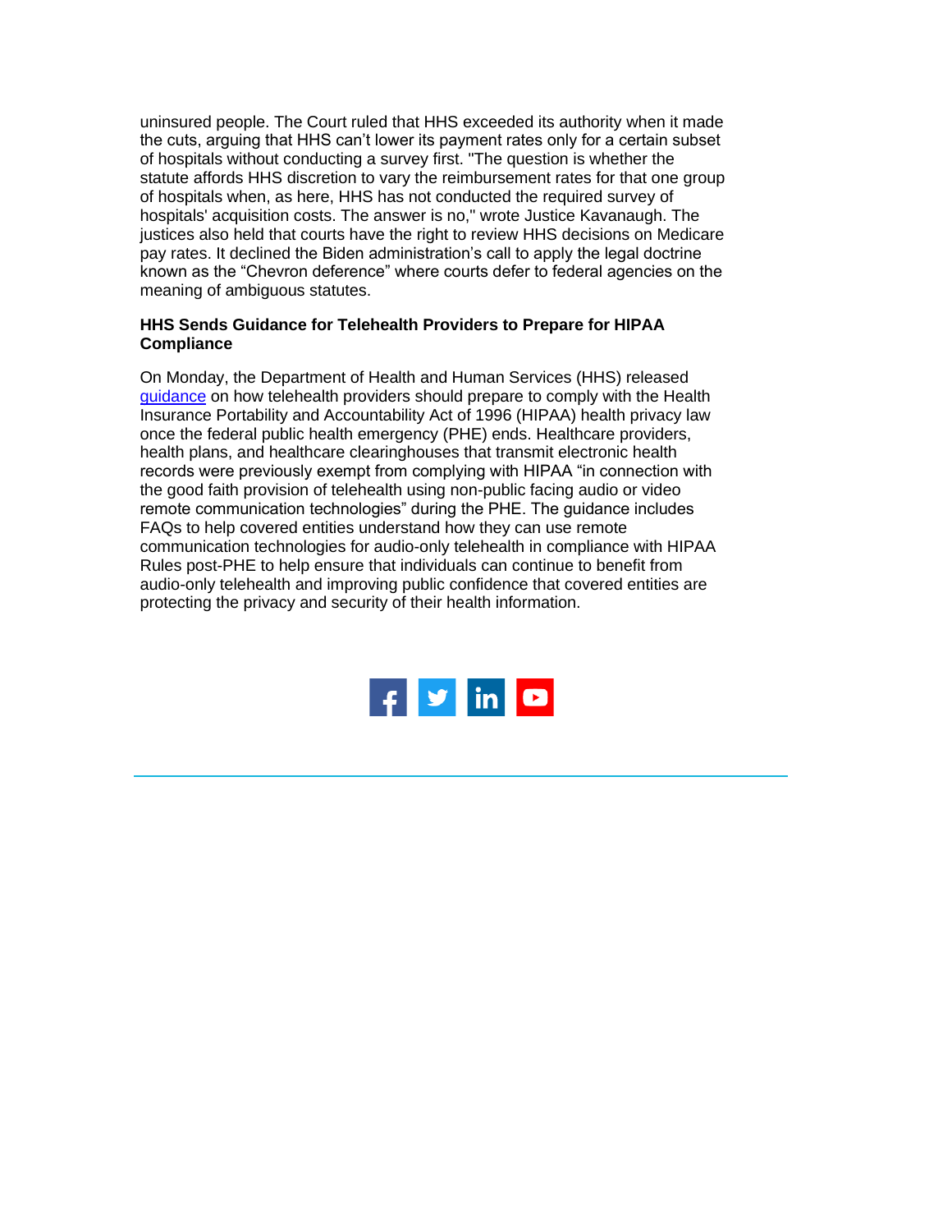uninsured people. The Court ruled that HHS exceeded its authority when it made the cuts, arguing that HHS can't lower its payment rates only for a certain subset of hospitals without conducting a survey first. "The question is whether the statute affords HHS discretion to vary the reimbursement rates for that one group of hospitals when, as here, HHS has not conducted the required survey of hospitals' acquisition costs. The answer is no," wrote Justice Kavanaugh. The justices also held that courts have the right to review HHS decisions on Medicare pay rates. It declined the Biden administration's call to apply the legal doctrine known as the "Chevron deference" where courts defer to federal agencies on the meaning of ambiguous statutes.

**HHS Sends Guidance for Telehealth Providers to Prepare for HIPAA Compliance**

On Monday, the Department of Health and Human Services (HHS) released [guidance]() on how telehealth providers should prepare to comply with the Health Insurance Portability and Accountability Act of 1996 (HIPAA) health privacy law once the federal public health emergency (PHE) ends. Healthcare providers, health plans, and healthcare clearinghouses that transmit electronic health records were previously exempt from complying with HIPAA "in connection with the good faith provision of telehealth using non-public facing audio or video remote communication technologies" during the PHE. The guidance includes FAQs to help covered entities understand how they can use remote communication technologies for audio-only telehealth in compliance with HIPAA Rules post-PHE to help ensure that individuals can continue to benefit from audio-only telehealth and improving public confidence that covered entities are protecting the privacy and security of their health information.